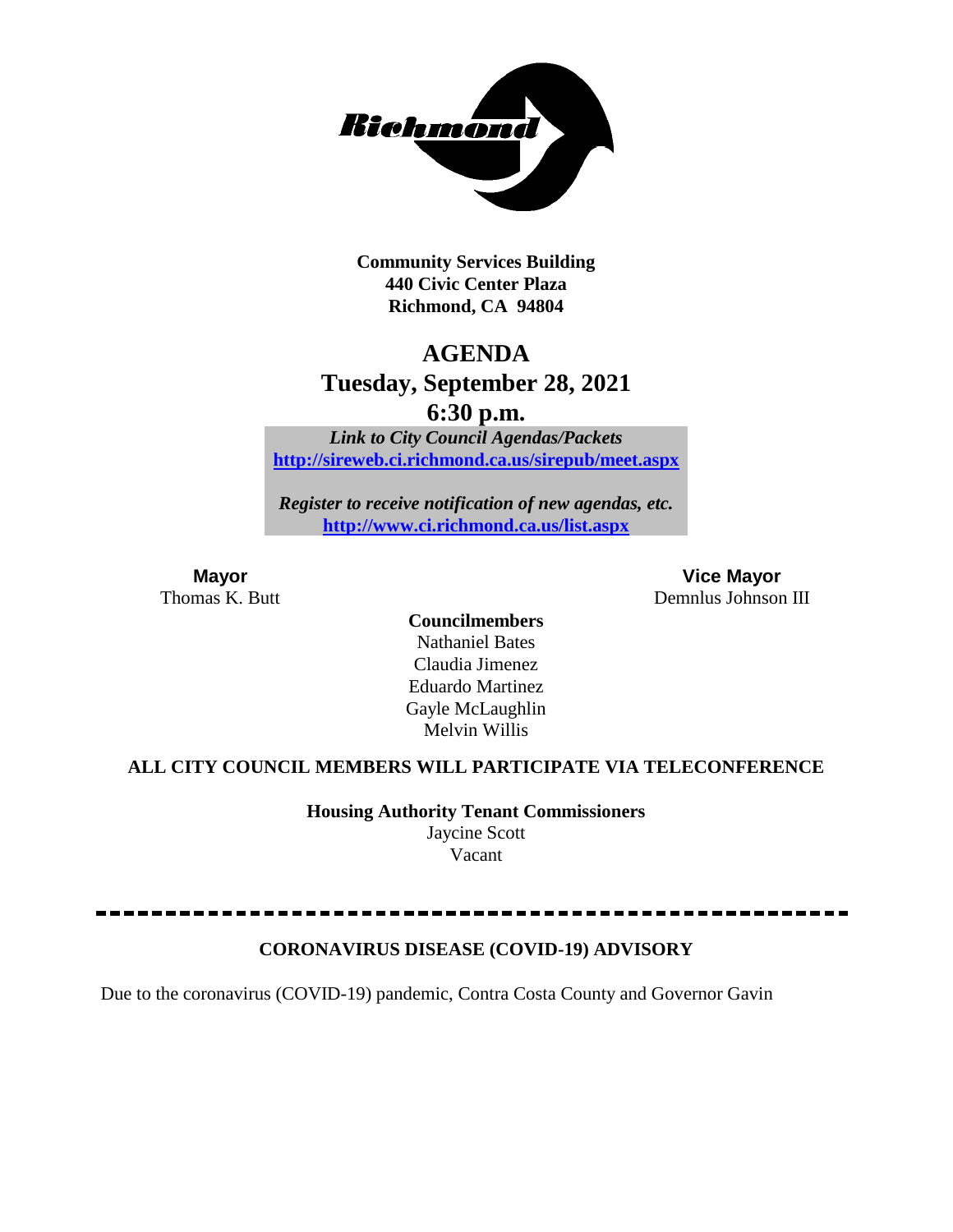Community Services Building
440 Civic Center Plaza
Richmond, CA 94804

# AGENDA
## Tuesday, September 28, 2021
## 6:30 p.m.

*Link to City Council Agendas/Packets*
[http://sireweb.ci.richmond.ca.us/sirepub/meet.aspx](http://sireweb.ci.richmond.ca.us/sirepub/meet.aspx)

*Register to receive notification of new agendas, etc.*
[http://www.ci.richmond.ca.us/list.aspx](http://www.ci.richmond.ca.us/list.aspx)

**Mayor**
Thomas K. Butt

**Vice Mayor**
Demnlus Johnson III

**Councilmembers**
Nathaniel Bates
Claudia Jimenez
Eduardo Martinez
Gayle McLaughlin
Melvin Willis

**ALL CITY COUNCIL MEMBERS WILL PARTICIPATE VIA TELECONFERENCE**

**Housing Authority Tenant Commissioners**
Jaycine Scott
Vacant

---

**CORONAVIRUS DISEASE (COVID-19) ADVISORY**

Due to the coronavirus (COVID-19) pandemic, Contra Costa County and Governor Gavin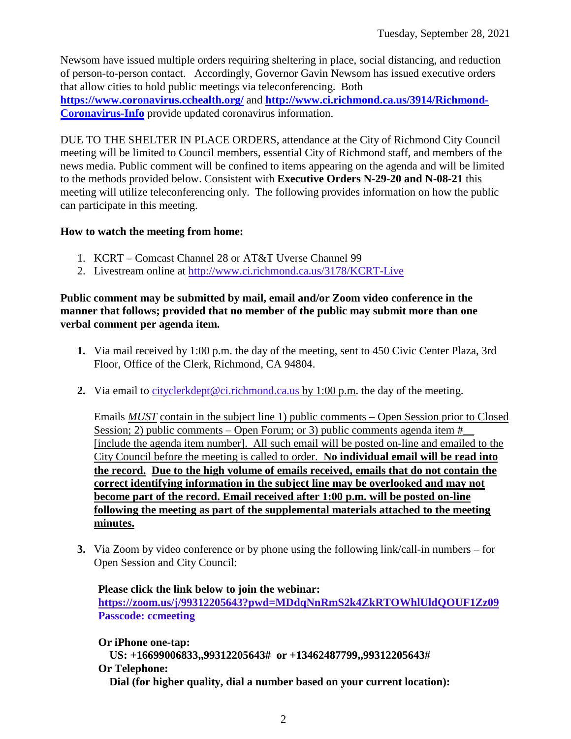Newsom have issued multiple orders requiring sheltering in place, social distancing, and reduction of person-to-person contact. Accordingly, Governor Gavin Newsom has issued executive orders that allow cities to hold public meetings via teleconferencing. Both **https://www.coronavirus.cchealth.org/** and **http://www.ci.richmond.ca.us/3914/Richmond-Coronavirus-Info** provide updated coronavirus information.

DUE TO THE SHELTER IN PLACE ORDERS, attendance at the City of Richmond City Council meeting will be limited to Council members, essential City of Richmond staff, and members of the news media. Public comment will be confined to items appearing on the agenda and will be limited to the methods provided below. Consistent with **Executive Orders N-29-20 and N-08-21** this meeting will utilize teleconferencing only. The following provides information on how the public can participate in this meeting.

**How to watch the meeting from home:**

1. KCRT – Comcast Channel 28 or AT&T Uverse Channel 99
2. Livestream online at http://www.ci.richmond.ca.us/3178/KCRT-Live

**Public comment may be submitted by mail, email and/or Zoom video conference in the manner that follows; provided that no member of the public may submit more than one verbal comment per agenda item.**

1. Via mail received by 1:00 p.m. the day of the meeting, sent to 450 Civic Center Plaza, 3rd Floor, Office of the Clerk, Richmond, CA 94804.

2. Via email to cityclerkdept@ci.richmond.ca.us by 1:00 p.m. the day of the meeting.

   Emails ***MUST*** contain in the subject line 1) public comments – Open Session prior to Closed Session; 2) public comments – Open Forum; or 3) public comments agenda item #__ [include the agenda item number]. All such email will be posted on-line and emailed to the City Council before the meeting is called to order. **No individual email will be read into the record. Due to the high volume of emails received, emails that do not contain the correct identifying information in the subject line may be overlooked and may not become part of the record. Email received after 1:00 p.m. will be posted on-line following the meeting as part of the supplemental materials attached to the meeting minutes.**

3. Via Zoom by video conference or by phone using the following link/call-in numbers – for Open Session and City Council:

   **Please click the link below to join the webinar:**
   **https://zoom.us/j/99312205643?pwd=MDdqNnRmS2k4ZkRTOWhlUldQOUF1Zz09**
   **Passcode: ccmeeting**

   **Or iPhone one-tap:**
   **US: +16699006833,,99312205643# or +13462487799,,99312205643#**
   **Or Telephone:**
   **Dial (for higher quality, dial a number based on your current location):**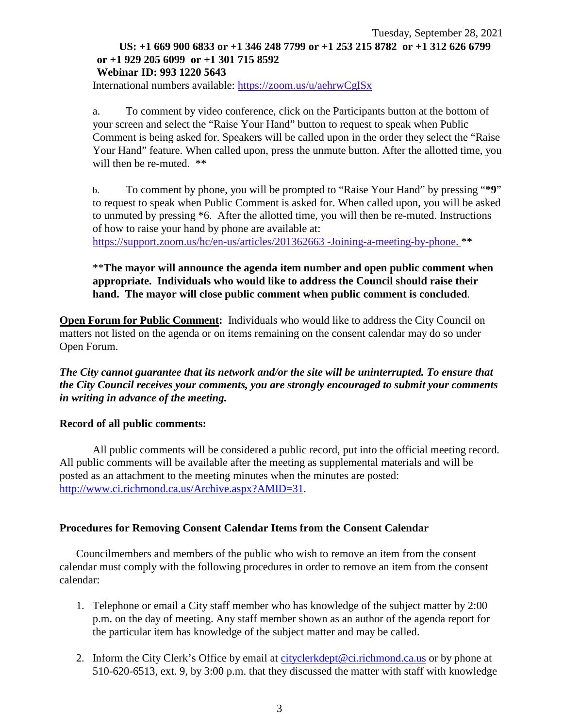Tuesday, September 28, 2021

**US: +1 669 900 6833 or +1 346 248 7799 or +1 253 215 8782 or +1 312 626 6799 or +1 929 205 6099 or +1 301 715 8592**
**Webinar ID: 993 1220 5643**

International numbers available: https://zoom.us/u/aehrwCgISx

a. To comment by video conference, click on the Participants button at the bottom of your screen and select the "Raise Your Hand" button to request to speak when Public Comment is being asked for. Speakers will be called upon in the order they select the "Raise Your Hand" feature. When called upon, press the unmute button. After the allotted time, you will then be re-muted. **

b. To comment by phone, you will be prompted to "Raise Your Hand" by pressing "**\*9**" to request to speak when Public Comment is asked for. When called upon, you will be asked to unmuted by pressing *6. After the allotted time, you will then be re-muted. Instructions of how to raise your hand by phone are available at: https://support.zoom.us/hc/en-us/articles/201362663 -Joining-a-meeting-by-phone. **

****The mayor will announce the agenda item number and open public comment when appropriate. Individuals who would like to address the Council should raise their hand. The mayor will close public comment when public comment is concluded**.

**Open Forum for Public Comment:** Individuals who would like to address the City Council on matters not listed on the agenda or on items remaining on the consent calendar may do so under Open Forum.

***The City cannot guarantee that its network and/or the site will be uninterrupted. To ensure that the City Council receives your comments, you are strongly encouraged to submit your comments in writing in advance of the meeting.***

**Record of all public comments:**

All public comments will be considered a public record, put into the official meeting record. All public comments will be available after the meeting as supplemental materials and will be posted as an attachment to the meeting minutes when the minutes are posted: http://www.ci.richmond.ca.us/Archive.aspx?AMID=31.

**Procedures for Removing Consent Calendar Items from the Consent Calendar**

Councilmembers and members of the public who wish to remove an item from the consent calendar must comply with the following procedures in order to remove an item from the consent calendar:

1. Telephone or email a City staff member who has knowledge of the subject matter by 2:00 p.m. on the day of meeting. Any staff member shown as an author of the agenda report for the particular item has knowledge of the subject matter and may be called.
2. Inform the City Clerk's Office by email at cityclerkdept@ci.richmond.ca.us or by phone at 510-620-6513, ext. 9, by 3:00 p.m. that they discussed the matter with staff with knowledge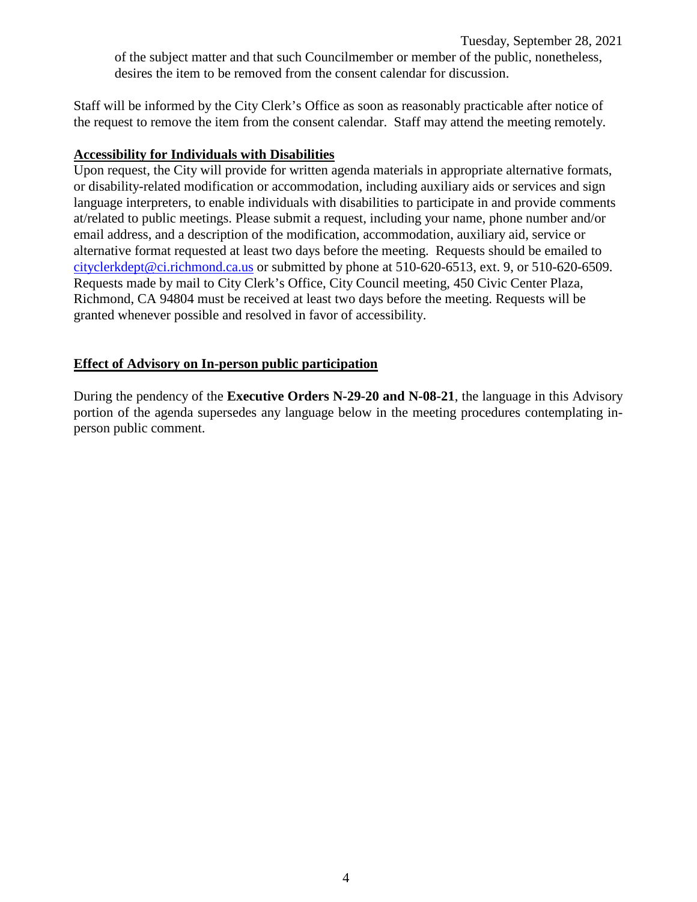of the subject matter and that such Councilmember or member of the public, nonetheless, desires the item to be removed from the consent calendar for discussion.

Staff will be informed by the City Clerk's Office as soon as reasonably practicable after notice of the request to remove the item from the consent calendar. Staff may attend the meeting remotely.

**Accessibility for Individuals with Disabilities**

Upon request, the City will provide for written agenda materials in appropriate alternative formats, or disability-related modification or accommodation, including auxiliary aids or services and sign language interpreters, to enable individuals with disabilities to participate in and provide comments at/related to public meetings. Please submit a request, including your name, phone number and/or email address, and a description of the modification, accommodation, auxiliary aid, service or alternative format requested at least two days before the meeting. Requests should be emailed to cityclerkdept@ci.richmond.ca.us or submitted by phone at 510-620-6513, ext. 9, or 510-620-6509. Requests made by mail to City Clerk's Office, City Council meeting, 450 Civic Center Plaza, Richmond, CA 94804 must be received at least two days before the meeting. Requests will be granted whenever possible and resolved in favor of accessibility.

**Effect of Advisory on In-person public participation**

During the pendency of the **Executive Orders N-29-20 and N-08-21**, the language in this Advisory portion of the agenda supersedes any language below in the meeting procedures contemplating in-person public comment.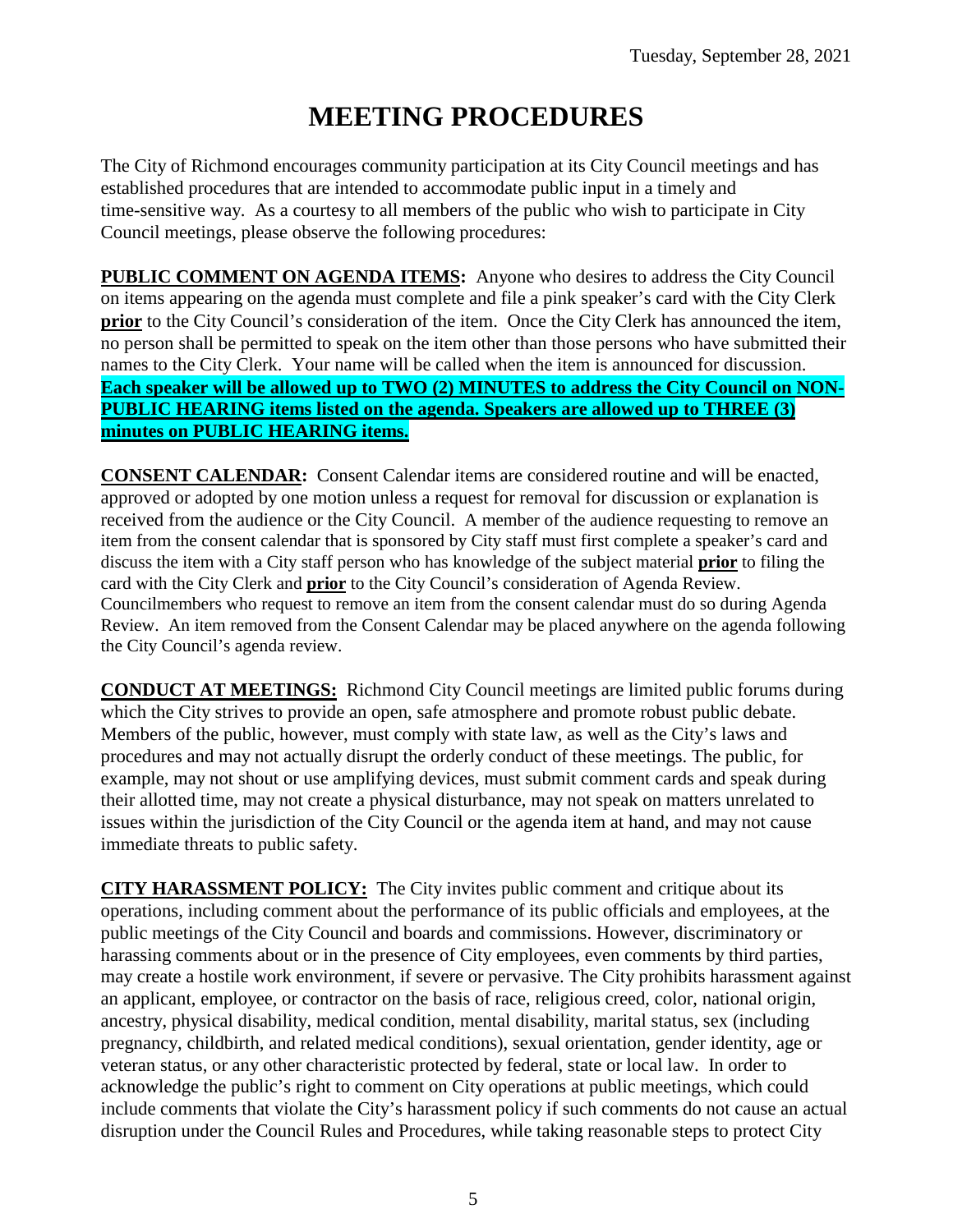# MEETING PROCEDURES

The City of Richmond encourages community participation at its City Council meetings and has established procedures that are intended to accommodate public input in a timely and time-sensitive way. As a courtesy to all members of the public who wish to participate in City Council meetings, please observe the following procedures:

**PUBLIC COMMENT ON AGENDA ITEMS:** Anyone who desires to address the City Council on items appearing on the agenda must complete and file a pink speaker's card with the City Clerk **prior** to the City Council's consideration of the item. Once the City Clerk has announced the item, no person shall be permitted to speak on the item other than those persons who have submitted their names to the City Clerk. Your name will be called when the item is announced for discussion. **Each speaker will be allowed up to TWO (2) MINUTES to address the City Council on NON-PUBLIC HEARING items listed on the agenda. Speakers are allowed up to THREE (3) minutes on PUBLIC HEARING items.**

**CONSENT CALENDAR:** Consent Calendar items are considered routine and will be enacted, approved or adopted by one motion unless a request for removal for discussion or explanation is received from the audience or the City Council. A member of the audience requesting to remove an item from the consent calendar that is sponsored by City staff must first complete a speaker's card and discuss the item with a City staff person who has knowledge of the subject material **prior** to filing the card with the City Clerk and **prior** to the City Council's consideration of Agenda Review. Councilmembers who request to remove an item from the consent calendar must do so during Agenda Review. An item removed from the Consent Calendar may be placed anywhere on the agenda following the City Council's agenda review.

**CONDUCT AT MEETINGS:** Richmond City Council meetings are limited public forums during which the City strives to provide an open, safe atmosphere and promote robust public debate. Members of the public, however, must comply with state law, as well as the City's laws and procedures and may not actually disrupt the orderly conduct of these meetings. The public, for example, may not shout or use amplifying devices, must submit comment cards and speak during their allotted time, may not create a physical disturbance, may not speak on matters unrelated to issues within the jurisdiction of the City Council or the agenda item at hand, and may not cause immediate threats to public safety.

**CITY HARASSMENT POLICY:** The City invites public comment and critique about its operations, including comment about the performance of its public officials and employees, at the public meetings of the City Council and boards and commissions. However, discriminatory or harassing comments about or in the presence of City employees, even comments by third parties, may create a hostile work environment, if severe or pervasive. The City prohibits harassment against an applicant, employee, or contractor on the basis of race, religious creed, color, national origin, ancestry, physical disability, medical condition, mental disability, marital status, sex (including pregnancy, childbirth, and related medical conditions), sexual orientation, gender identity, age or veteran status, or any other characteristic protected by federal, state or local law. In order to acknowledge the public's right to comment on City operations at public meetings, which could include comments that violate the City's harassment policy if such comments do not cause an actual disruption under the Council Rules and Procedures, while taking reasonable steps to protect City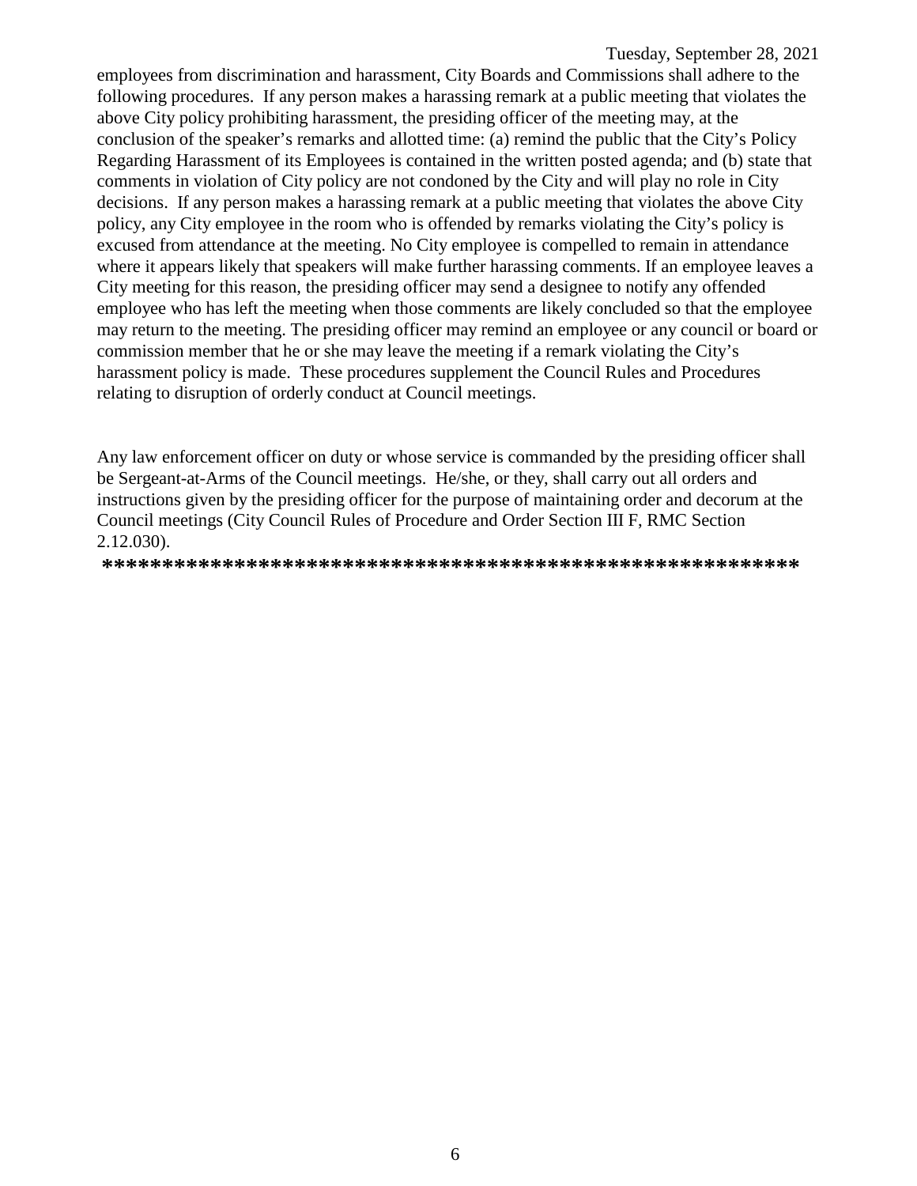employees from discrimination and harassment, City Boards and Commissions shall adhere to the following procedures. If any person makes a harassing remark at a public meeting that violates the above City policy prohibiting harassment, the presiding officer of the meeting may, at the conclusion of the speaker's remarks and allotted time: (a) remind the public that the City's Policy Regarding Harassment of its Employees is contained in the written posted agenda; and (b) state that comments in violation of City policy are not condoned by the City and will play no role in City decisions. If any person makes a harassing remark at a public meeting that violates the above City policy, any City employee in the room who is offended by remarks violating the City's policy is excused from attendance at the meeting. No City employee is compelled to remain in attendance where it appears likely that speakers will make further harassing comments. If an employee leaves a City meeting for this reason, the presiding officer may send a designee to notify any offended employee who has left the meeting when those comments are likely concluded so that the employee may return to the meeting. The presiding officer may remind an employee or any council or board or commission member that he or she may leave the meeting if a remark violating the City's harassment policy is made. These procedures supplement the Council Rules and Procedures relating to disruption of orderly conduct at Council meetings.

Any law enforcement officer on duty or whose service is commanded by the presiding officer shall be Sergeant-at-Arms of the Council meetings. He/she, or they, shall carry out all orders and instructions given by the presiding officer for the purpose of maintaining order and decorum at the Council meetings (City Council Rules of Procedure and Order Section III F, RMC Section 2.12.030).

**********************************************************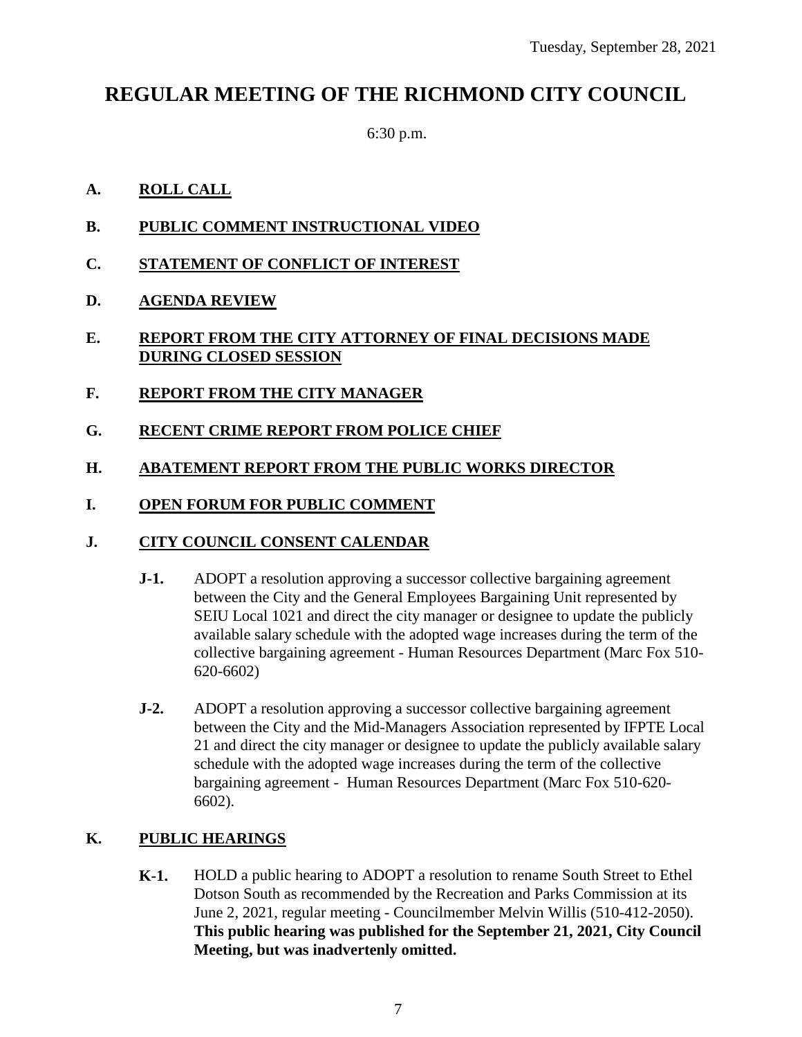Tuesday, September 28, 2021

# REGULAR MEETING OF THE RICHMOND CITY COUNCIL

6:30 p.m.

**A. ROLL CALL**

**B. PUBLIC COMMENT INSTRUCTIONAL VIDEO**

**C. STATEMENT OF CONFLICT OF INTEREST**

**D. AGENDA REVIEW**

**E. REPORT FROM THE CITY ATTORNEY OF FINAL DECISIONS MADE DURING CLOSED SESSION**

**F. REPORT FROM THE CITY MANAGER**

**G. RECENT CRIME REPORT FROM POLICE CHIEF**

**H. ABATEMENT REPORT FROM THE PUBLIC WORKS DIRECTOR**

**I. OPEN FORUM FOR PUBLIC COMMENT**

**J. CITY COUNCIL CONSENT CALENDAR**

**J-1.** ADOPT a resolution approving a successor collective bargaining agreement between the City and the General Employees Bargaining Unit represented by SEIU Local 1021 and direct the city manager or designee to update the publicly available salary schedule with the adopted wage increases during the term of the collective bargaining agreement - Human Resources Department (Marc Fox 510-620-6602)

**J-2.** ADOPT a resolution approving a successor collective bargaining agreement between the City and the Mid-Managers Association represented by IFPTE Local 21 and direct the city manager or designee to update the publicly available salary schedule with the adopted wage increases during the term of the collective bargaining agreement - Human Resources Department (Marc Fox 510-620-6602).

**K. PUBLIC HEARINGS**

**K-1.** HOLD a public hearing to ADOPT a resolution to rename South Street to Ethel Dotson South as recommended by the Recreation and Parks Commission at its June 2, 2021, regular meeting - Councilmember Melvin Willis (510-412-2050). **This public hearing was published for the September 21, 2021, City Council Meeting, but was inadvertenly omitted.**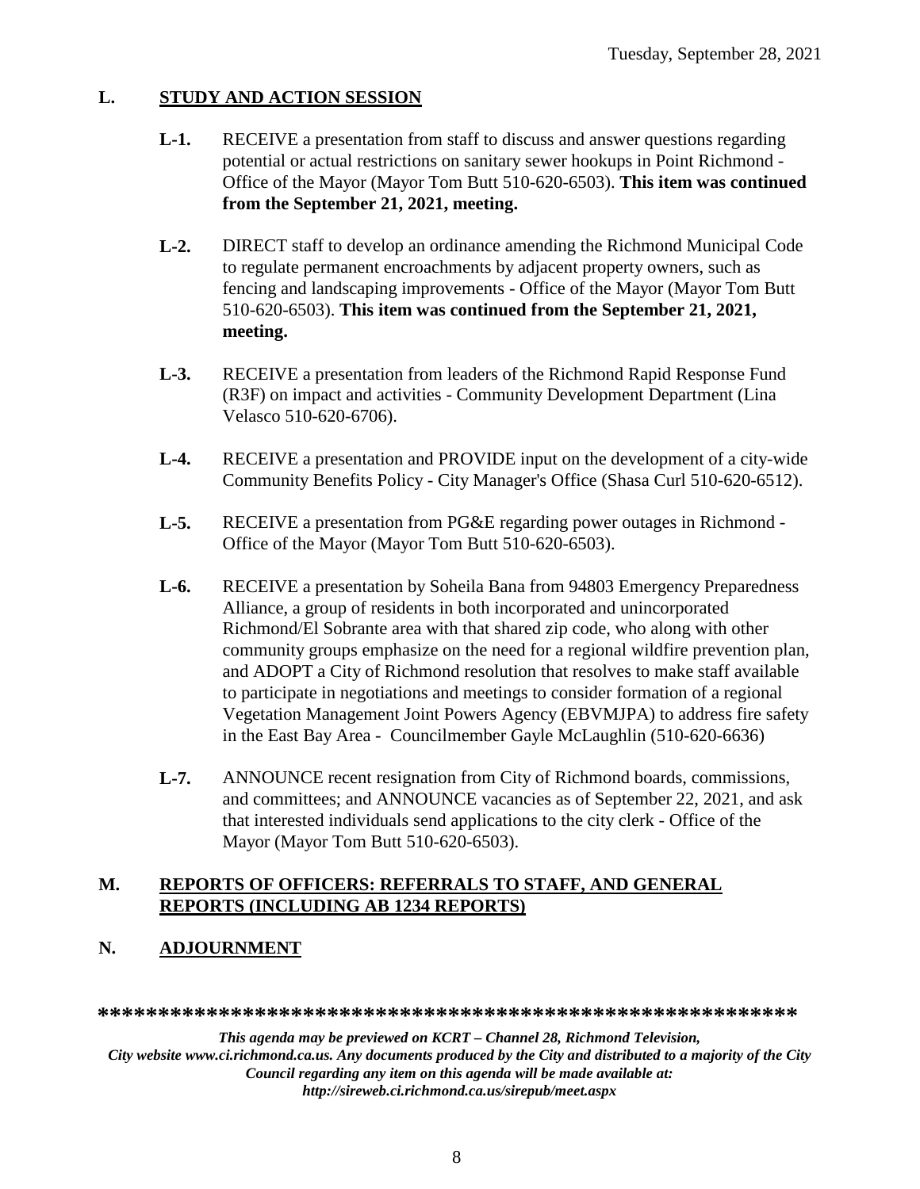## L. STUDY AND ACTION SESSION

**L-1.** RECEIVE a presentation from staff to discuss and answer questions regarding potential or actual restrictions on sanitary sewer hookups in Point Richmond - Office of the Mayor (Mayor Tom Butt 510-620-6503). **This item was continued from the September 21, 2021, meeting.**

**L-2.** DIRECT staff to develop an ordinance amending the Richmond Municipal Code to regulate permanent encroachments by adjacent property owners, such as fencing and landscaping improvements - Office of the Mayor (Mayor Tom Butt 510-620-6503). **This item was continued from the September 21, 2021, meeting.**

**L-3.** RECEIVE a presentation from leaders of the Richmond Rapid Response Fund (R3F) on impact and activities - Community Development Department (Lina Velasco 510-620-6706).

**L-4.** RECEIVE a presentation and PROVIDE input on the development of a city-wide Community Benefits Policy - City Manager's Office (Shasa Curl 510-620-6512).

**L-5.** RECEIVE a presentation from PG&E regarding power outages in Richmond - Office of the Mayor (Mayor Tom Butt 510-620-6503).

**L-6.** RECEIVE a presentation by Soheila Bana from 94803 Emergency Preparedness Alliance, a group of residents in both incorporated and unincorporated Richmond/El Sobrante area with that shared zip code, who along with other community groups emphasize on the need for a regional wildfire prevention plan, and ADOPT a City of Richmond resolution that resolves to make staff available to participate in negotiations and meetings to consider formation of a regional Vegetation Management Joint Powers Agency (EBVMJPA) to address fire safety in the East Bay Area - Councilmember Gayle McLaughlin (510-620-6636)

**L-7.** ANNOUNCE recent resignation from City of Richmond boards, commissions, and committees; and ANNOUNCE vacancies as of September 22, 2021, and ask that interested individuals send applications to the city clerk - Office of the Mayor (Mayor Tom Butt 510-620-6503).

## M. REPORTS OF OFFICERS: REFERRALS TO STAFF, AND GENERAL REPORTS (INCLUDING AB 1234 REPORTS)

## N. ADJOURNMENT

**********************************************************

*This agenda may be previewed on KCRT – Channel 28, Richmond Television, City website www.ci.richmond.ca.us. Any documents produced by the City and distributed to a majority of the City Council regarding any item on this agenda will be made available at: http://sireweb.ci.richmond.ca.us/sirepub/meet.aspx*